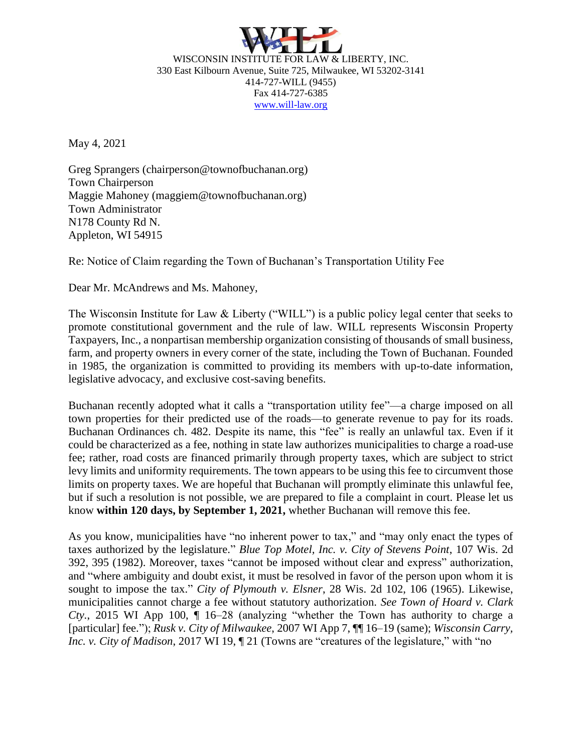WISCONSIN INSTITUTE FOR LAW & LIBERTY, INC.
330 East Kilbourn Avenue, Suite 725, Milwaukee, WI 53202-3141
414-727-WILL (9455)
Fax 414-727-6385
www.will-law.org

May 4, 2021

Greg Sprangers (chairperson@townofbuchanan.org)
Town Chairperson
Maggie Mahoney (maggiem@townofbuchanan.org)
Town Administrator
N178 County Rd N.
Appleton, WI 54915

Re: Notice of Claim regarding the Town of Buchanan's Transportation Utility Fee

Dear Mr. McAndrews and Ms. Mahoney,

The Wisconsin Institute for Law & Liberty ("WILL") is a public policy legal center that seeks to promote constitutional government and the rule of law. WILL represents Wisconsin Property Taxpayers, Inc., a nonpartisan membership organization consisting of thousands of small business, farm, and property owners in every corner of the state, including the Town of Buchanan. Founded in 1985, the organization is committed to providing its members with up-to-date information, legislative advocacy, and exclusive cost-saving benefits.

Buchanan recently adopted what it calls a "transportation utility fee"—a charge imposed on all town properties for their predicted use of the roads—to generate revenue to pay for its roads. Buchanan Ordinances ch. 482. Despite its name, this "fee" is really an unlawful tax. Even if it could be characterized as a fee, nothing in state law authorizes municipalities to charge a road-use fee; rather, road costs are financed primarily through property taxes, which are subject to strict levy limits and uniformity requirements. The town appears to be using this fee to circumvent those limits on property taxes. We are hopeful that Buchanan will promptly eliminate this unlawful fee, but if such a resolution is not possible, we are prepared to file a complaint in court. Please let us know **within 120 days, by September 1, 2021,** whether Buchanan will remove this fee.

As you know, municipalities have "no inherent power to tax," and "may only enact the types of taxes authorized by the legislature." *Blue Top Motel, Inc. v. City of Stevens Point*, 107 Wis. 2d 392, 395 (1982). Moreover, taxes "cannot be imposed without clear and express" authorization, and "where ambiguity and doubt exist, it must be resolved in favor of the person upon whom it is sought to impose the tax." *City of Plymouth v. Elsner*, 28 Wis. 2d 102, 106 (1965). Likewise, municipalities cannot charge a fee without statutory authorization. *See Town of Hoard v. Clark Cty.*, 2015 WI App 100, ¶ 16–28 (analyzing "whether the Town has authority to charge a [particular] fee."); *Rusk v. City of Milwaukee*, 2007 WI App 7, ¶¶ 16–19 (same); *Wisconsin Carry, Inc. v. City of Madison*, 2017 WI 19, ¶ 21 (Towns are "creatures of the legislature," with "no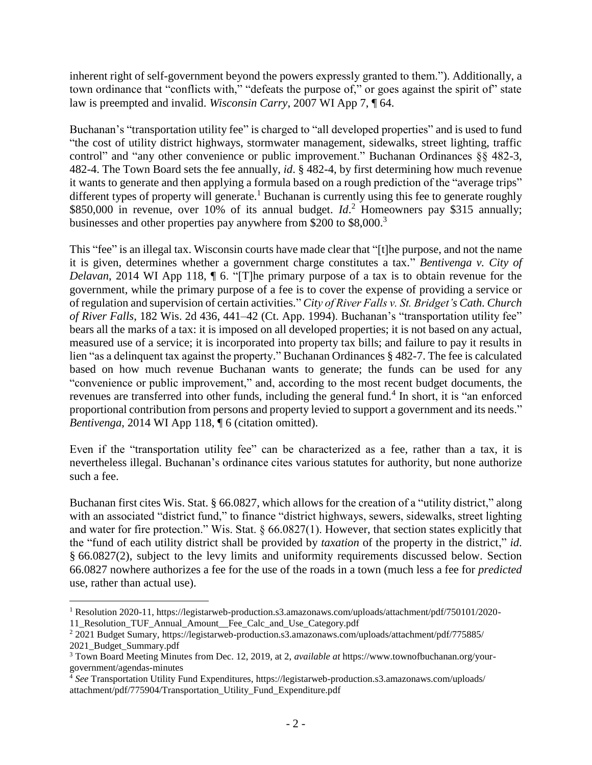inherent right of self-government beyond the powers expressly granted to them."). Additionally, a town ordinance that "conflicts with," "defeats the purpose of," or goes against the spirit of" state law is preempted and invalid. *Wisconsin Carry*, 2007 WI App 7, ¶ 64.

Buchanan's "transportation utility fee" is charged to "all developed properties" and is used to fund "the cost of utility district highways, stormwater management, sidewalks, street lighting, traffic control" and "any other convenience or public improvement." Buchanan Ordinances §§ 482-3, 482-4. The Town Board sets the fee annually, *id*. § 482-4, by first determining how much revenue it wants to generate and then applying a formula based on a rough prediction of the "average trips" different types of property will generate.[1] Buchanan is currently using this fee to generate roughly $850,000 in revenue, over 10% of its annual budget. *Id*.[2] Homeowners pay $315 annually; businesses and other properties pay anywhere from $200 to $8,000.[3]

This "fee" is an illegal tax. Wisconsin courts have made clear that "[t]he purpose, and not the name it is given, determines whether a government charge constitutes a tax." *Bentivenga v. City of Delavan*, 2014 WI App 118, ¶ 6. "[T]he primary purpose of a tax is to obtain revenue for the government, while the primary purpose of a fee is to cover the expense of providing a service or of regulation and supervision of certain activities." *City of River Falls v. St. Bridget's Cath. Church of River Falls*, 182 Wis. 2d 436, 441–42 (Ct. App. 1994). Buchanan's "transportation utility fee" bears all the marks of a tax: it is imposed on all developed properties; it is not based on any actual, measured use of a service; it is incorporated into property tax bills; and failure to pay it results in lien "as a delinquent tax against the property." Buchanan Ordinances § 482-7. The fee is calculated based on how much revenue Buchanan wants to generate; the funds can be used for any "convenience or public improvement," and, according to the most recent budget documents, the revenues are transferred into other funds, including the general fund.[4] In short, it is "an enforced proportional contribution from persons and property levied to support a government and its needs." *Bentivenga*, 2014 WI App 118, ¶ 6 (citation omitted).

Even if the "transportation utility fee" can be characterized as a fee, rather than a tax, it is nevertheless illegal. Buchanan's ordinance cites various statutes for authority, but none authorize such a fee.

Buchanan first cites Wis. Stat. § 66.0827, which allows for the creation of a "utility district," along with an associated "district fund," to finance "district highways, sewers, sidewalks, street lighting and water for fire protection." Wis. Stat. § 66.0827(1). However, that section states explicitly that the "fund of each utility district shall be provided by *taxation* of the property in the district," *id*. § 66.0827(2), subject to the levy limits and uniformity requirements discussed below. Section 66.0827 nowhere authorizes a fee for the use of the roads in a town (much less a fee for *predicted* use, rather than actual use).

---

[1] Resolution 2020-11, https://legistarweb-production.s3.amazonaws.com/uploads/attachment/pdf/750101/2020-11_Resolution_TUF_Annual_Amount__Fee_Calc_and_Use_Category.pdf

[2] 2021 Budget Sumary, https://legistarweb-production.s3.amazonaws.com/uploads/attachment/pdf/775885/2021_Budget_Summary.pdf

[3] Town Board Meeting Minutes from Dec. 12, 2019, at 2, *available at* https://www.townofbuchanan.org/your-government/agendas-minutes

[4] *See* Transportation Utility Fund Expenditures, https://legistarweb-production.s3.amazonaws.com/uploads/attachment/pdf/775904/Transportation_Utility_Fund_Expenditure.pdf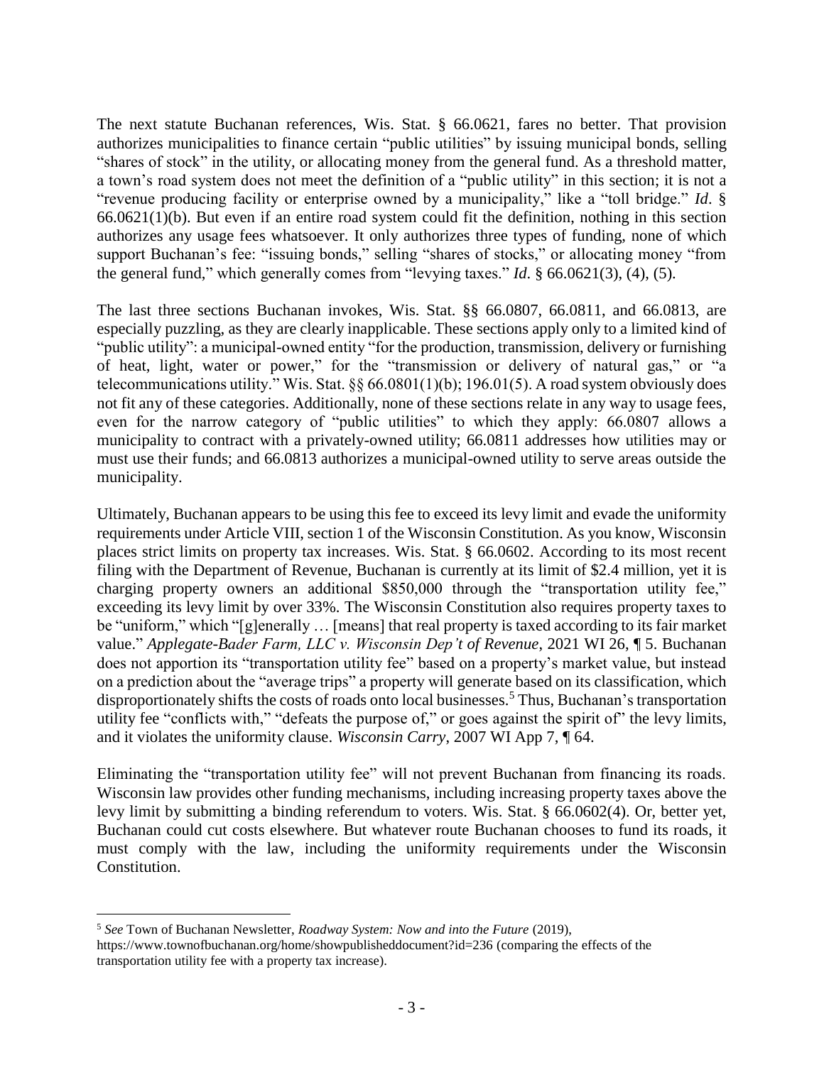The next statute Buchanan references, Wis. Stat. § 66.0621, fares no better. That provision authorizes municipalities to finance certain "public utilities" by issuing municipal bonds, selling "shares of stock" in the utility, or allocating money from the general fund. As a threshold matter, a town's road system does not meet the definition of a "public utility" in this section; it is not a "revenue producing facility or enterprise owned by a municipality," like a "toll bridge." *Id*. § 66.0621(1)(b). But even if an entire road system could fit the definition, nothing in this section authorizes any usage fees whatsoever. It only authorizes three types of funding, none of which support Buchanan's fee: "issuing bonds," selling "shares of stocks," or allocating money "from the general fund," which generally comes from "levying taxes." *Id*. § 66.0621(3), (4), (5).

The last three sections Buchanan invokes, Wis. Stat. §§ 66.0807, 66.0811, and 66.0813, are especially puzzling, as they are clearly inapplicable. These sections apply only to a limited kind of "public utility": a municipal-owned entity "for the production, transmission, delivery or furnishing of heat, light, water or power," for the "transmission or delivery of natural gas," or "a telecommunications utility." Wis. Stat. §§ 66.0801(1)(b); 196.01(5). A road system obviously does not fit any of these categories. Additionally, none of these sections relate in any way to usage fees, even for the narrow category of "public utilities" to which they apply: 66.0807 allows a municipality to contract with a privately-owned utility; 66.0811 addresses how utilities may or must use their funds; and 66.0813 authorizes a municipal-owned utility to serve areas outside the municipality.

Ultimately, Buchanan appears to be using this fee to exceed its levy limit and evade the uniformity requirements under Article VIII, section 1 of the Wisconsin Constitution. As you know, Wisconsin places strict limits on property tax increases. Wis. Stat. § 66.0602. According to its most recent filing with the Department of Revenue, Buchanan is currently at its limit of $2.4 million, yet it is charging property owners an additional $850,000 through the "transportation utility fee," exceeding its levy limit by over 33%. The Wisconsin Constitution also requires property taxes to be "uniform," which "[g]enerally … [means] that real property is taxed according to its fair market value." *Applegate-Bader Farm, LLC v. Wisconsin Dep't of Revenue*, 2021 WI 26, ¶ 5. Buchanan does not apportion its "transportation utility fee" based on a property's market value, but instead on a prediction about the "average trips" a property will generate based on its classification, which disproportionately shifts the costs of roads onto local businesses.[5] Thus, Buchanan's transportation utility fee "conflicts with," "defeats the purpose of," or goes against the spirit of" the levy limits, and it violates the uniformity clause. *Wisconsin Carry*, 2007 WI App 7, ¶ 64.

Eliminating the "transportation utility fee" will not prevent Buchanan from financing its roads. Wisconsin law provides other funding mechanisms, including increasing property taxes above the levy limit by submitting a binding referendum to voters. Wis. Stat. § 66.0602(4). Or, better yet, Buchanan could cut costs elsewhere. But whatever route Buchanan chooses to fund its roads, it must comply with the law, including the uniformity requirements under the Wisconsin Constitution.

---

[5] *See* Town of Buchanan Newsletter, *Roadway System: Now and into the Future* (2019), https://www.townofbuchanan.org/home/showpublisheddocument?id=236 (comparing the effects of the transportation utility fee with a property tax increase).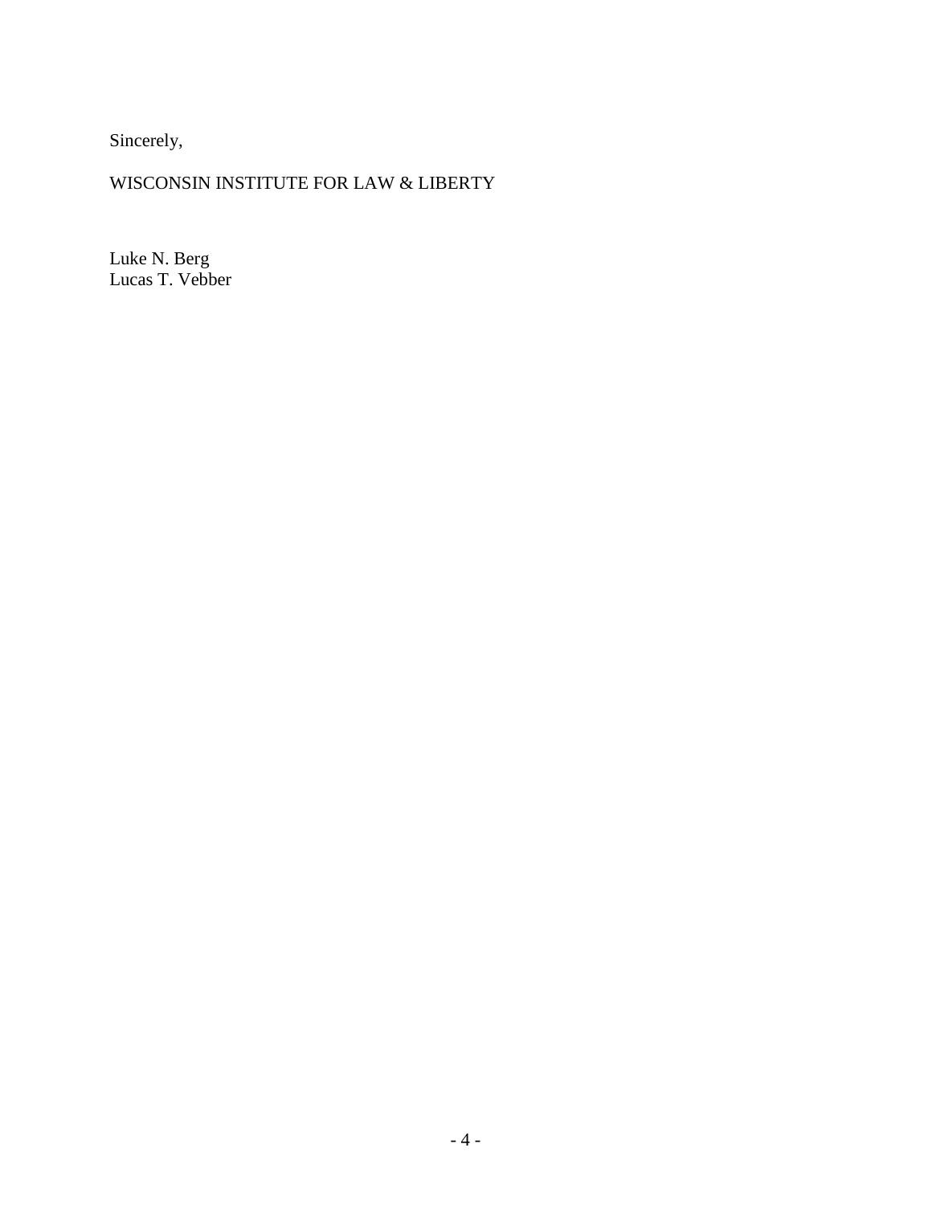Sincerely,

WISCONSIN INSTITUTE FOR LAW & LIBERTY

Luke N. Berg  
Lucas T. Vebber